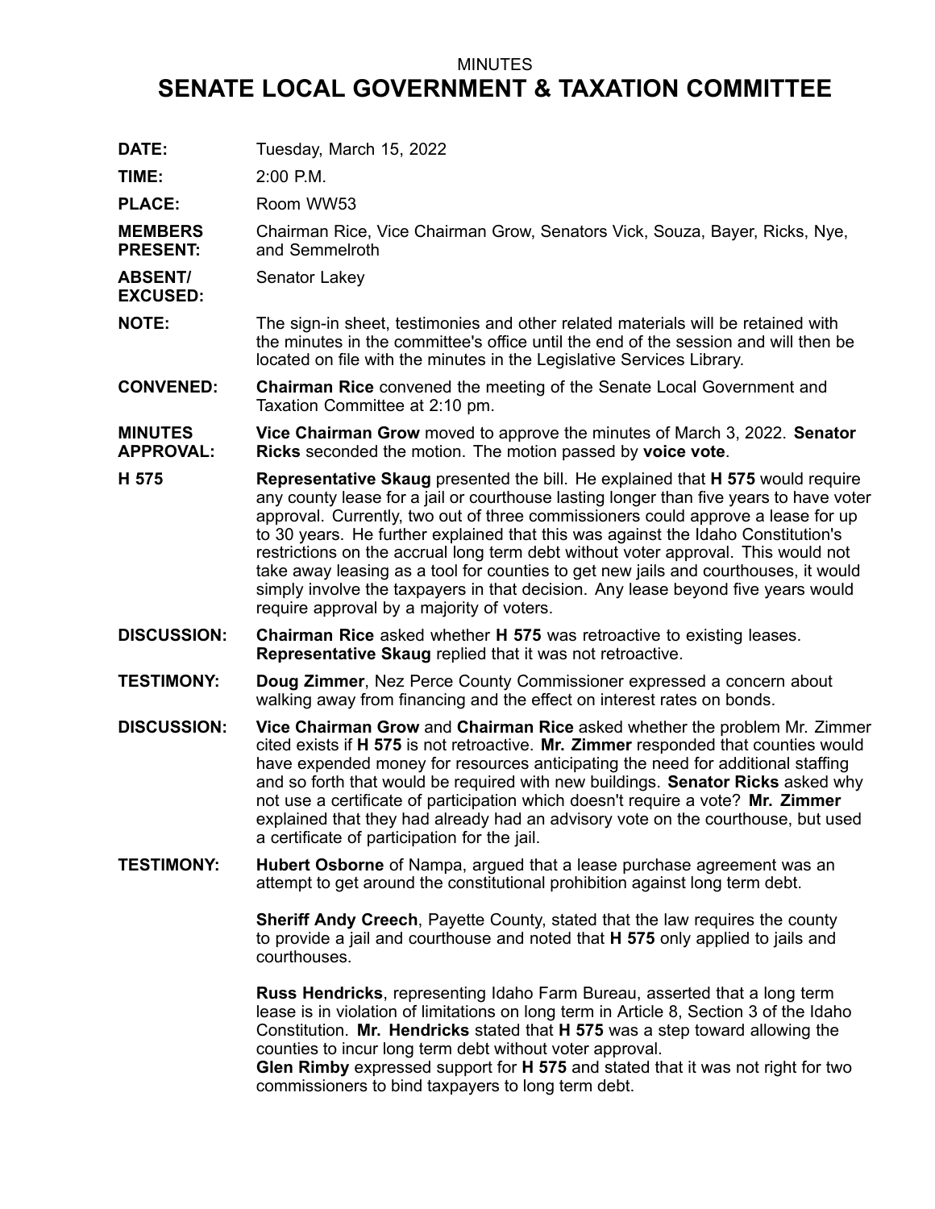MINUTES

# SENATE LOCAL GOVERNMENT & TAXATION COMMITTEE

**DATE:** Tuesday, March 15, 2022

**TIME:** 2:00 P.M.

**PLACE:** Room WW53

**MEMBERS PRESENT:** Chairman Rice, Vice Chairman Grow, Senators Vick, Souza, Bayer, Ricks, Nye, and Semmelroth

**ABSENT/ EXCUSED:** Senator Lakey

**NOTE:** The sign-in sheet, testimonies and other related materials will be retained with the minutes in the committee's office until the end of the session and will then be located on file with the minutes in the Legislative Services Library.

**CONVENED:** **Chairman Rice** convened the meeting of the Senate Local Government and Taxation Committee at 2:10 pm.

**MINUTES APPROVAL:** **Vice Chairman Grow** moved to approve the minutes of March 3, 2022. **Senator Ricks** seconded the motion. The motion passed by **voice vote**.

**H 575** **Representative Skaug** presented the bill. He explained that **H 575** would require any county lease for a jail or courthouse lasting longer than five years to have voter approval. Currently, two out of three commissioners could approve a lease for up to 30 years. He further explained that this was against the Idaho Constitution's restrictions on the accrual long term debt without voter approval. This would not take away leasing as a tool for counties to get new jails and courthouses, it would simply involve the taxpayers in that decision. Any lease beyond five years would require approval by a majority of voters.

**DISCUSSION:** **Chairman Rice** asked whether **H 575** was retroactive to existing leases. **Representative Skaug** replied that it was not retroactive.

**TESTIMONY:** **Doug Zimmer**, Nez Perce County Commissioner expressed a concern about walking away from financing and the effect on interest rates on bonds.

**DISCUSSION:** **Vice Chairman Grow** and **Chairman Rice** asked whether the problem Mr. Zimmer cited exists if **H 575** is not retroactive. **Mr. Zimmer** responded that counties would have expended money for resources anticipating the need for additional staffing and so forth that would be required with new buildings. **Senator Ricks** asked why not use a certificate of participation which doesn't require a vote? **Mr. Zimmer** explained that they had already had an advisory vote on the courthouse, but used a certificate of participation for the jail.

**TESTIMONY:** **Hubert Osborne** of Nampa, argued that a lease purchase agreement was an attempt to get around the constitutional prohibition against long term debt.

**Sheriff Andy Creech**, Payette County, stated that the law requires the county to provide a jail and courthouse and noted that **H 575** only applied to jails and courthouses.

**Russ Hendricks**, representing Idaho Farm Bureau, asserted that a long term lease is in violation of limitations on long term in Article 8, Section 3 of the Idaho Constitution. **Mr. Hendricks** stated that **H 575** was a step toward allowing the counties to incur long term debt without voter approval.

**Glen Rimby** expressed support for **H 575** and stated that it was not right for two commissioners to bind taxpayers to long term debt.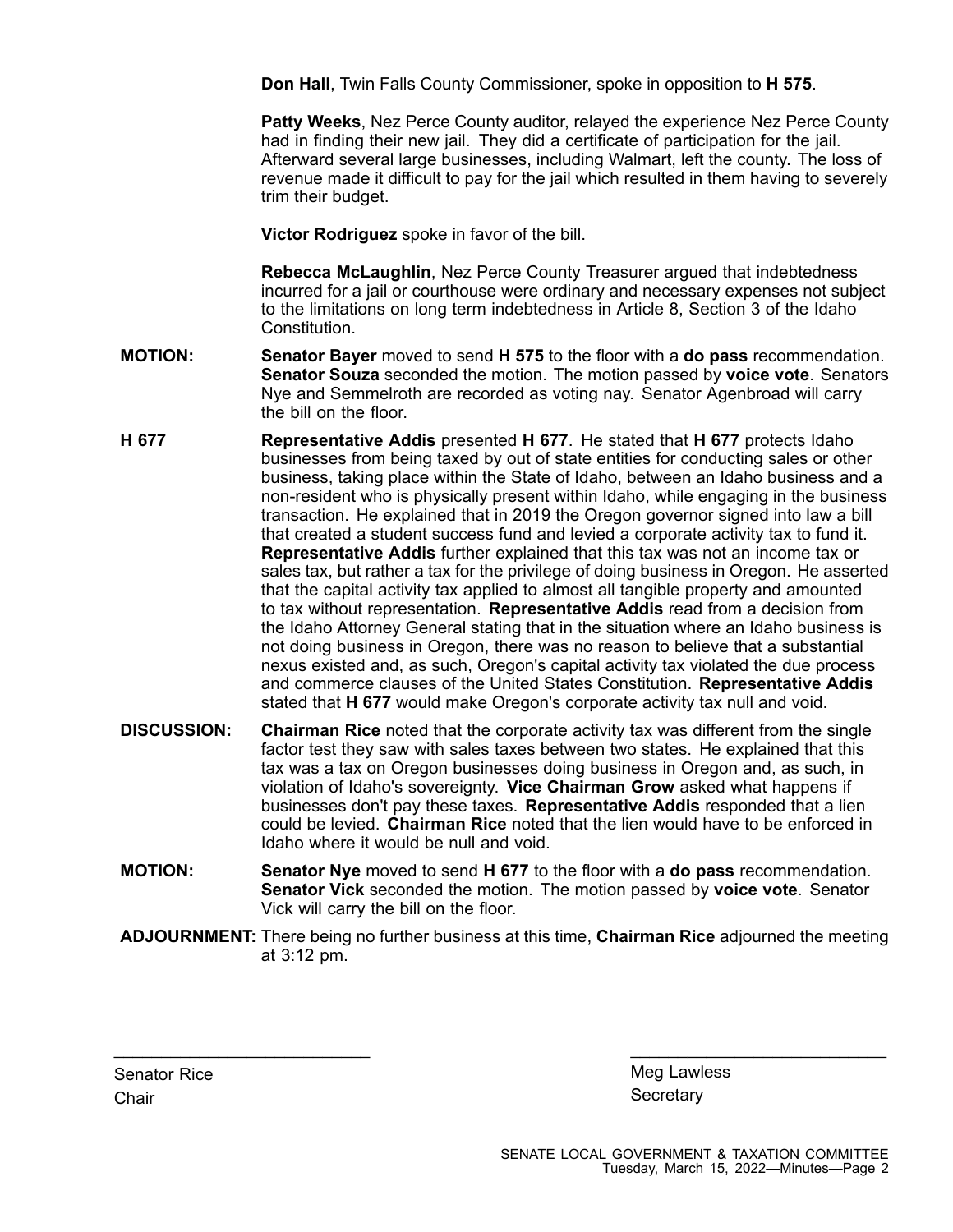**Don Hall**, Twin Falls County Commissioner, spoke in opposition to **H 575**.

**Patty Weeks**, Nez Perce County auditor, relayed the experience Nez Perce County had in finding their new jail. They did a certificate of participation for the jail. Afterward several large businesses, including Walmart, left the county. The loss of revenue made it difficult to pay for the jail which resulted in them having to severely trim their budget.

**Victor Rodriguez** spoke in favor of the bill.

**Rebecca McLaughlin**, Nez Perce County Treasurer argued that indebtedness incurred for a jail or courthouse were ordinary and necessary expenses not subject to the limitations on long term indebtedness in Article 8, Section 3 of the Idaho Constitution.

**MOTION:** **Senator Bayer** moved to send **H 575** to the floor with a **do pass** recommendation. **Senator Souza** seconded the motion. The motion passed by **voice vote**. Senators Nye and Semmelroth are recorded as voting nay. Senator Agenbroad will carry the bill on the floor.

**H 677** **Representative Addis** presented **H 677**. He stated that **H 677** protects Idaho businesses from being taxed by out of state entities for conducting sales or other business, taking place within the State of Idaho, between an Idaho business and a non-resident who is physically present within Idaho, while engaging in the business transaction. He explained that in 2019 the Oregon governor signed into law a bill that created a student success fund and levied a corporate activity tax to fund it. **Representative Addis** further explained that this tax was not an income tax or sales tax, but rather a tax for the privilege of doing business in Oregon. He asserted that the capital activity tax applied to almost all tangible property and amounted to tax without representation. **Representative Addis** read from a decision from the Idaho Attorney General stating that in the situation where an Idaho business is not doing business in Oregon, there was no reason to believe that a substantial nexus existed and, as such, Oregon's capital activity tax violated the due process and commerce clauses of the United States Constitution. **Representative Addis** stated that **H 677** would make Oregon's corporate activity tax null and void.

**DISCUSSION:** **Chairman Rice** noted that the corporate activity tax was different from the single factor test they saw with sales taxes between two states. He explained that this tax was a tax on Oregon businesses doing business in Oregon and, as such, in violation of Idaho's sovereignty. **Vice Chairman Grow** asked what happens if businesses don't pay these taxes. **Representative Addis** responded that a lien could be levied. **Chairman Rice** noted that the lien would have to be enforced in Idaho where it would be null and void.

**MOTION:** **Senator Nye** moved to send **H 677** to the floor with a **do pass** recommendation. **Senator Vick** seconded the motion. The motion passed by **voice vote**. Senator Vick will carry the bill on the floor.

**ADJOURNMENT:** There being no further business at this time, **Chairman Rice** adjourned the meeting at 3:12 pm.

___________________________
Senator Rice
Chair

___________________________
Meg Lawless
Secretary